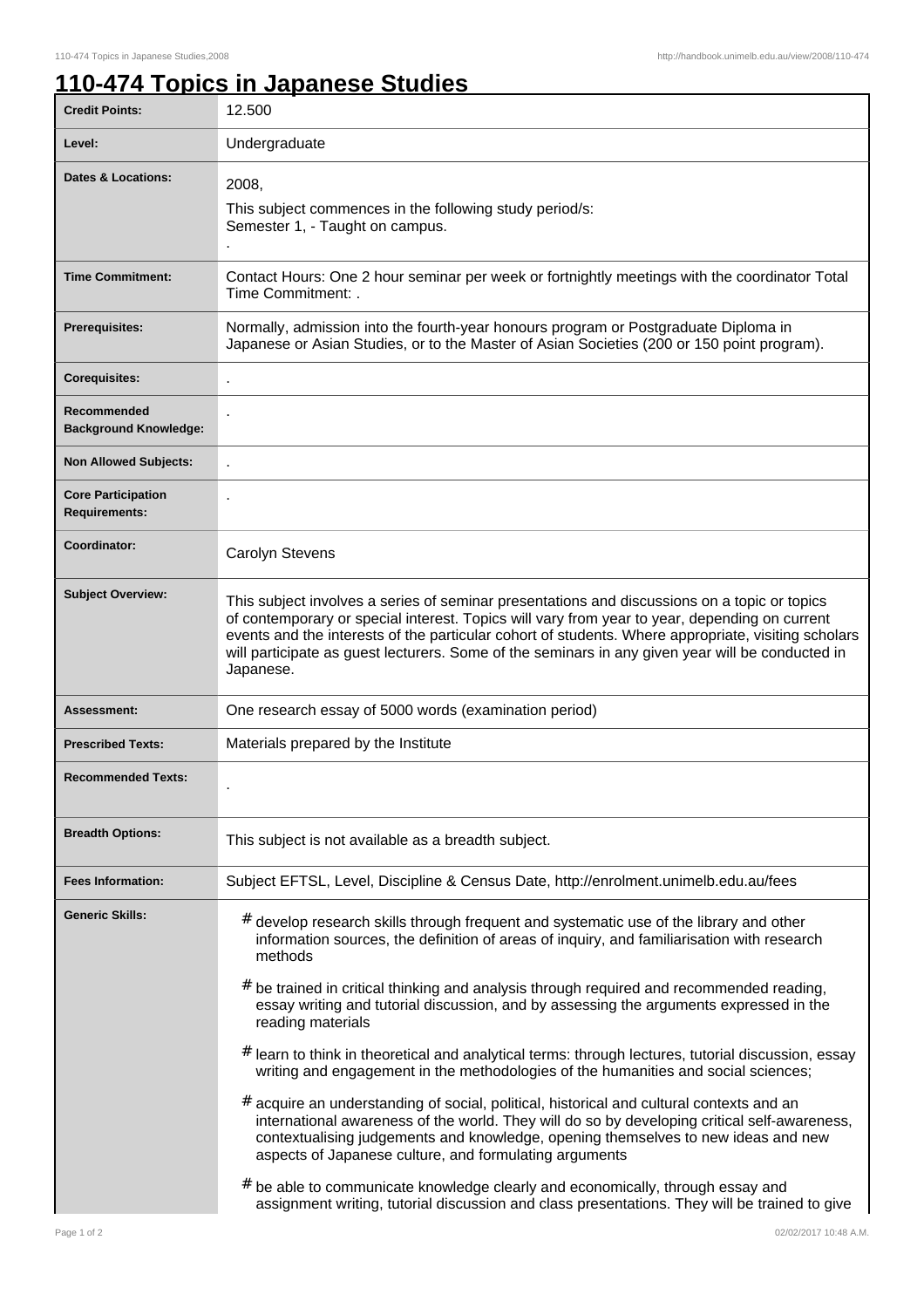# 110-474 Topics in Japanese Studies

| | |
|---|---|
| **Credit Points:** | 12.500 |
| **Level:** | Undergraduate |
| **Dates & Locations:** | 2008,<br>This subject commences in the following study period/s:<br>Semester 1, - Taught on campus.<br>. |
| **Time Commitment:** | Contact Hours: One 2 hour seminar per week or fortnightly meetings with the coordinator Total Time Commitment: . |
| **Prerequisites:** | Normally, admission into the fourth-year honours program or Postgraduate Diploma in Japanese or Asian Studies, or to the Master of Asian Societies (200 or 150 point program). |
| **Corequisites:** | . |
| **Recommended Background Knowledge:** | . |
| **Non Allowed Subjects:** | . |
| **Core Participation Requirements:** | . |
| **Coordinator:** | Carolyn Stevens |
| **Subject Overview:** | This subject involves a series of seminar presentations and discussions on a topic or topics of contemporary or special interest. Topics will vary from year to year, depending on current events and the interests of the particular cohort of students. Where appropriate, visiting scholars will participate as guest lecturers. Some of the seminars in any given year will be conducted in Japanese. |
| **Assessment:** | One research essay of 5000 words (examination period) |
| **Prescribed Texts:** | Materials prepared by the Institute |
| **Recommended Texts:** | . |
| **Breadth Options:** | This subject is not available as a breadth subject. |
| **Fees Information:** | Subject EFTSL, Level, Discipline & Census Date, http://enrolment.unimelb.edu.au/fees |
| **Generic Skills:** | # develop research skills through frequent and systematic use of the library and other information sources, the definition of areas of inquiry, and familiarisation with research methods<br># be trained in critical thinking and analysis through required and recommended reading, essay writing and tutorial discussion, and by assessing the arguments expressed in the reading materials<br># learn to think in theoretical and analytical terms: through lectures, tutorial discussion, essay writing and engagement in the methodologies of the humanities and social sciences;<br># acquire an understanding of social, political, historical and cultural contexts and an international awareness of the world. They will do so by developing critical self-awareness, contextualising judgements and knowledge, opening themselves to new ideas and new aspects of Japanese culture, and formulating arguments<br># be able to communicate knowledge clearly and economically, through essay and assignment writing, tutorial discussion and class presentations. They will be trained to give |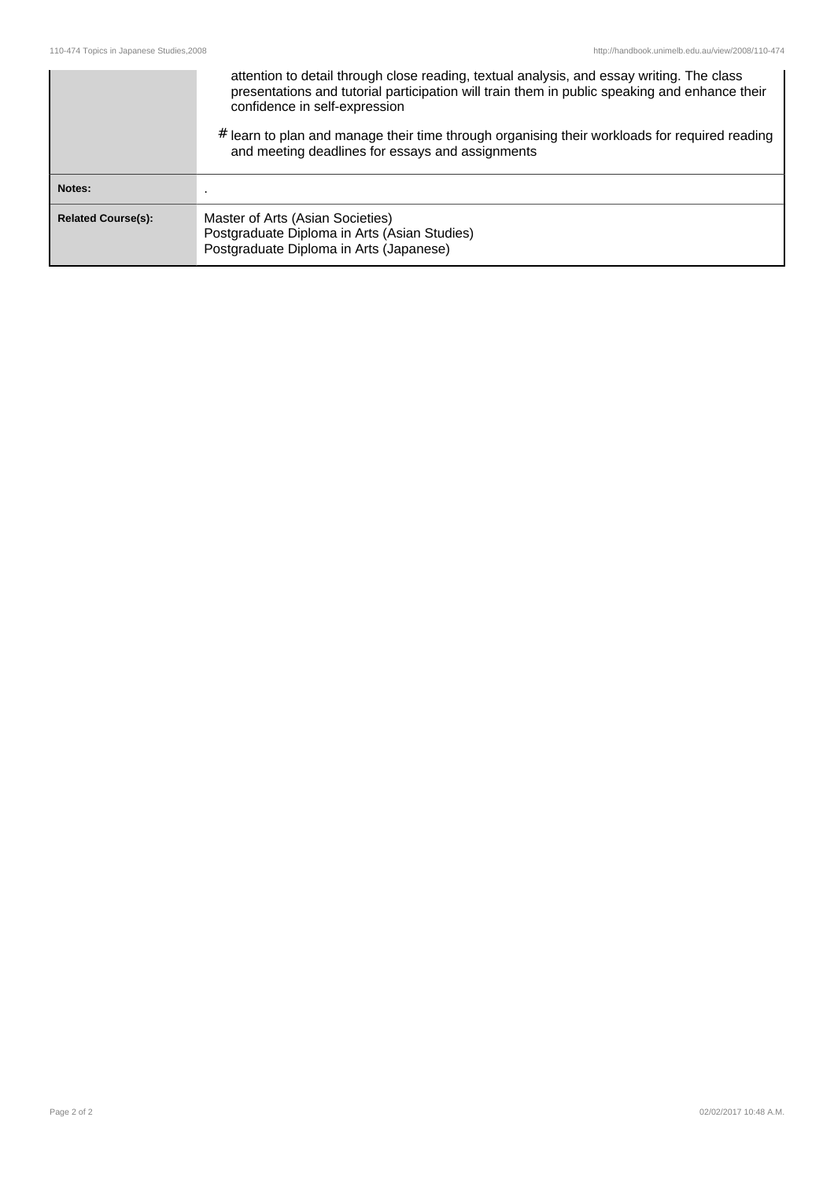| | |
|---|---|
| | attention to detail through close reading, textual analysis, and essay writing. The class presentations and tutorial participation will train them in public speaking and enhance their confidence in self-expression<br><br># learn to plan and manage their time through organising their workloads for required reading and meeting deadlines for essays and assignments |
| **Notes:** | . |
| **Related Course(s):** | Master of Arts (Asian Societies)<br>Postgraduate Diploma in Arts (Asian Studies)<br>Postgraduate Diploma in Arts (Japanese) |